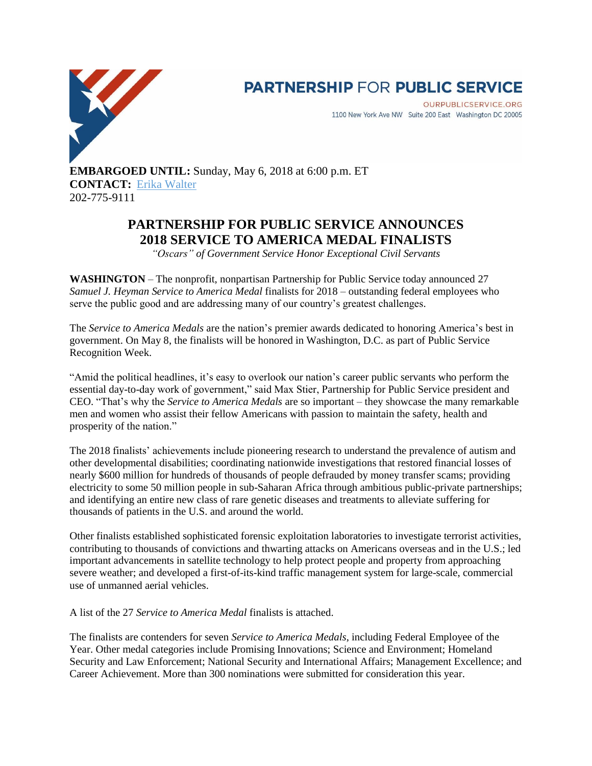**PARTNERSHIP FOR PUBLIC SERVICE**

OURPUBLICSERVICE.ORG
1100 New York Ave NW Suite 200 East Washington DC 20005

**EMBARGOED UNTIL:** Sunday, May 6, 2018 at 6:00 p.m. ET
**CONTACT:** Erika Walter
202-775-9111

# PARTNERSHIP FOR PUBLIC SERVICE ANNOUNCES 2018 SERVICE TO AMERICA MEDAL FINALISTS

*"Oscars" of Government Service Honor Exceptional Civil Servants*

**WASHINGTON** – The nonprofit, nonpartisan Partnership for Public Service today announced 27 *Samuel J. Heyman Service to America Medal* finalists for 2018 – outstanding federal employees who serve the public good and are addressing many of our country's greatest challenges.

The *Service to America Medals* are the nation's premier awards dedicated to honoring America's best in government. On May 8, the finalists will be honored in Washington, D.C. as part of Public Service Recognition Week.

"Amid the political headlines, it's easy to overlook our nation's career public servants who perform the essential day-to-day work of government," said Max Stier, Partnership for Public Service president and CEO. "That's why the *Service to America Medals* are so important – they showcase the many remarkable men and women who assist their fellow Americans with passion to maintain the safety, health and prosperity of the nation."

The 2018 finalists' achievements include pioneering research to understand the prevalence of autism and other developmental disabilities; coordinating nationwide investigations that restored financial losses of nearly $600 million for hundreds of thousands of people defrauded by money transfer scams; providing electricity to some 50 million people in sub-Saharan Africa through ambitious public-private partnerships; and identifying an entire new class of rare genetic diseases and treatments to alleviate suffering for thousands of patients in the U.S. and around the world.

Other finalists established sophisticated forensic exploitation laboratories to investigate terrorist activities, contributing to thousands of convictions and thwarting attacks on Americans overseas and in the U.S.; led important advancements in satellite technology to help protect people and property from approaching severe weather; and developed a first-of-its-kind traffic management system for large-scale, commercial use of unmanned aerial vehicles.

A list of the 27 *Service to America Medal* finalists is attached.

The finalists are contenders for seven *Service to America Medals*, including Federal Employee of the Year. Other medal categories include Promising Innovations; Science and Environment; Homeland Security and Law Enforcement; National Security and International Affairs; Management Excellence; and Career Achievement. More than 300 nominations were submitted for consideration this year.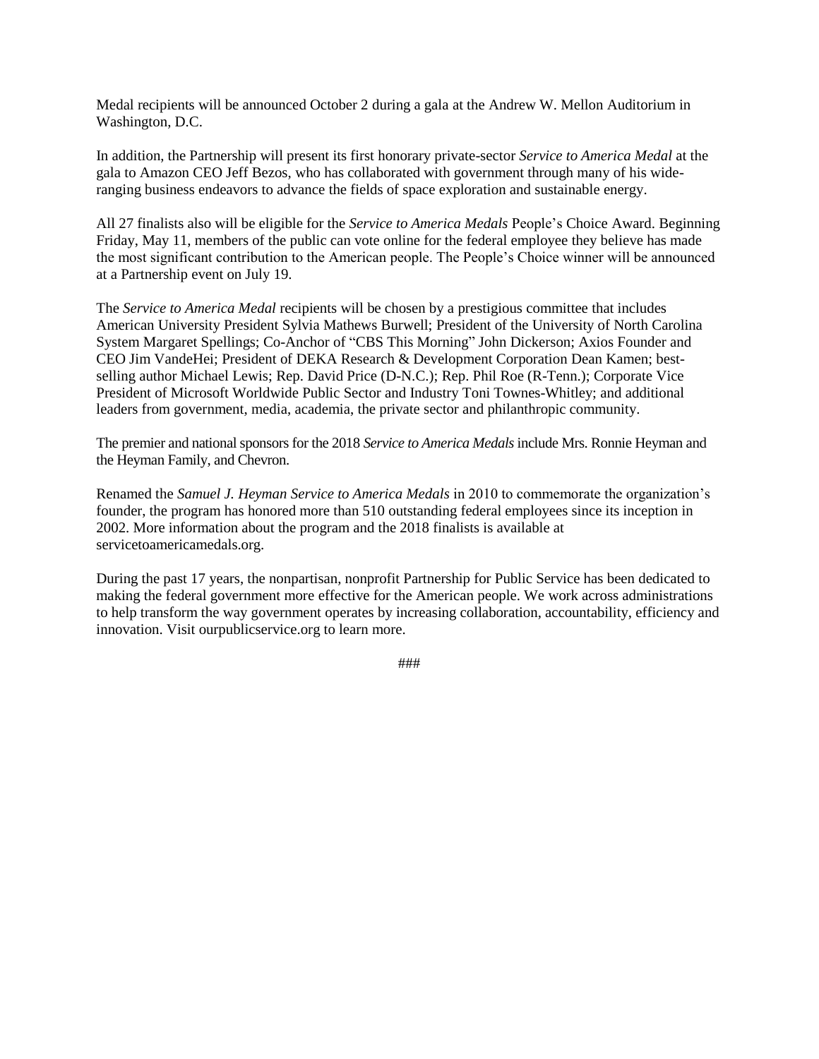Medal recipients will be announced October 2 during a gala at the Andrew W. Mellon Auditorium in Washington, D.C.

In addition, the Partnership will present its first honorary private-sector *Service to America Medal* at the gala to Amazon CEO Jeff Bezos, who has collaborated with government through many of his wide-ranging business endeavors to advance the fields of space exploration and sustainable energy.

All 27 finalists also will be eligible for the *Service to America Medals* People's Choice Award. Beginning Friday, May 11, members of the public can vote online for the federal employee they believe has made the most significant contribution to the American people. The People's Choice winner will be announced at a Partnership event on July 19.

The *Service to America Medal* recipients will be chosen by a prestigious committee that includes American University President Sylvia Mathews Burwell; President of the University of North Carolina System Margaret Spellings; Co-Anchor of "CBS This Morning" John Dickerson; Axios Founder and CEO Jim VandeHei; President of DEKA Research & Development Corporation Dean Kamen; best-selling author Michael Lewis; Rep. David Price (D-N.C.); Rep. Phil Roe (R-Tenn.); Corporate Vice President of Microsoft Worldwide Public Sector and Industry Toni Townes-Whitley; and additional leaders from government, media, academia, the private sector and philanthropic community.

The premier and national sponsors for the 2018 *Service to America Medals* include Mrs. Ronnie Heyman and the Heyman Family, and Chevron.

Renamed the *Samuel J. Heyman Service to America Medals* in 2010 to commemorate the organization's founder, the program has honored more than 510 outstanding federal employees since its inception in 2002. More information about the program and the 2018 finalists is available at servicetoamericamedals.org.

During the past 17 years, the nonpartisan, nonprofit Partnership for Public Service has been dedicated to making the federal government more effective for the American people. We work across administrations to help transform the way government operates by increasing collaboration, accountability, efficiency and innovation. Visit ourpublicservice.org to learn more.

###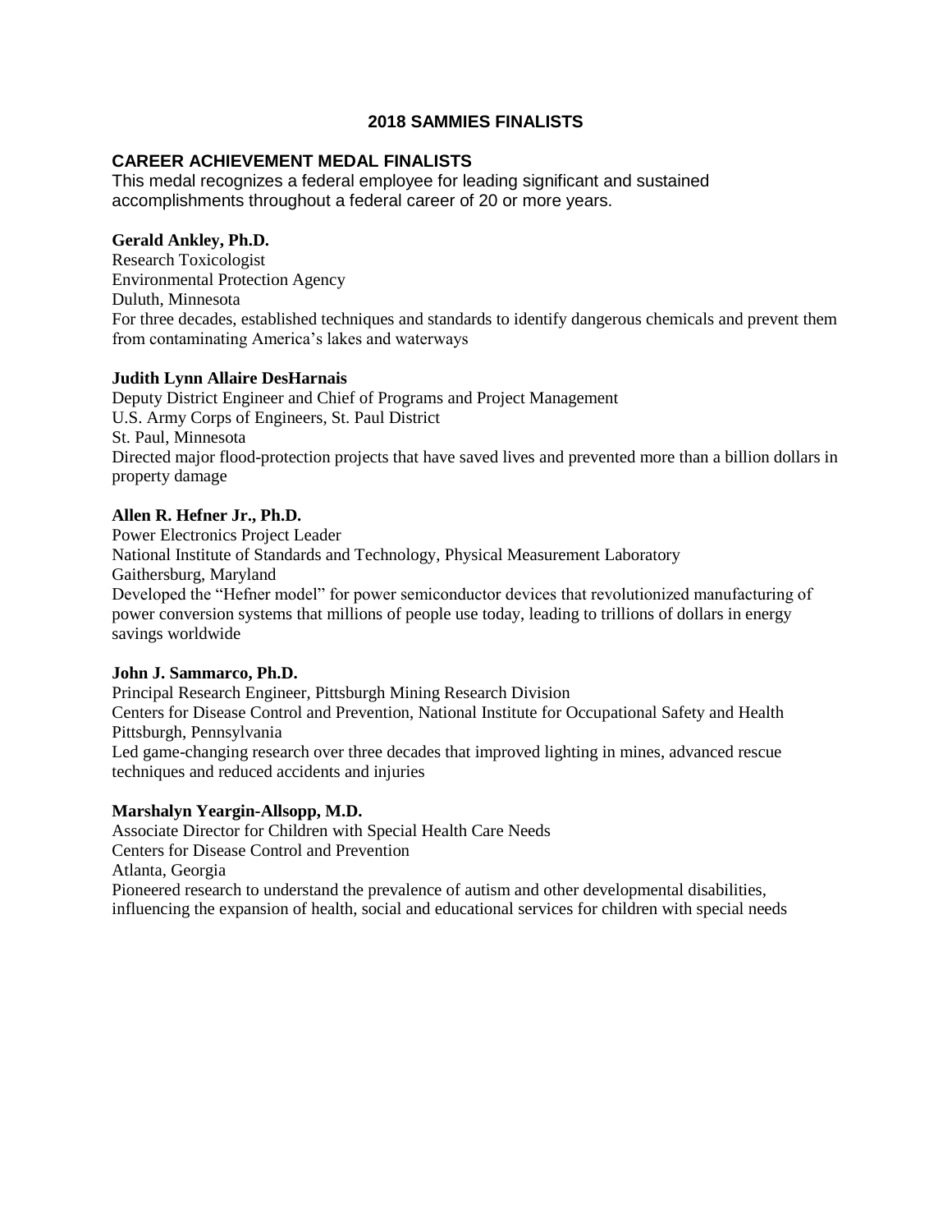# 2018 SAMMIES FINALISTS

## CAREER ACHIEVEMENT MEDAL FINALISTS

This medal recognizes a federal employee for leading significant and sustained accomplishments throughout a federal career of 20 or more years.

**Gerald Ankley, Ph.D.**
Research Toxicologist
Environmental Protection Agency
Duluth, Minnesota
For three decades, established techniques and standards to identify dangerous chemicals and prevent them from contaminating America's lakes and waterways

**Judith Lynn Allaire DesHarnais**
Deputy District Engineer and Chief of Programs and Project Management
U.S. Army Corps of Engineers, St. Paul District
St. Paul, Minnesota
Directed major flood-protection projects that have saved lives and prevented more than a billion dollars in property damage

**Allen R. Hefner Jr., Ph.D.**
Power Electronics Project Leader
National Institute of Standards and Technology, Physical Measurement Laboratory
Gaithersburg, Maryland
Developed the "Hefner model" for power semiconductor devices that revolutionized manufacturing of power conversion systems that millions of people use today, leading to trillions of dollars in energy savings worldwide

**John J. Sammarco, Ph.D.**
Principal Research Engineer, Pittsburgh Mining Research Division
Centers for Disease Control and Prevention, National Institute for Occupational Safety and Health
Pittsburgh, Pennsylvania
Led game-changing research over three decades that improved lighting in mines, advanced rescue techniques and reduced accidents and injuries

**Marshalyn Yeargin-Allsopp, M.D.**
Associate Director for Children with Special Health Care Needs
Centers for Disease Control and Prevention
Atlanta, Georgia
Pioneered research to understand the prevalence of autism and other developmental disabilities, influencing the expansion of health, social and educational services for children with special needs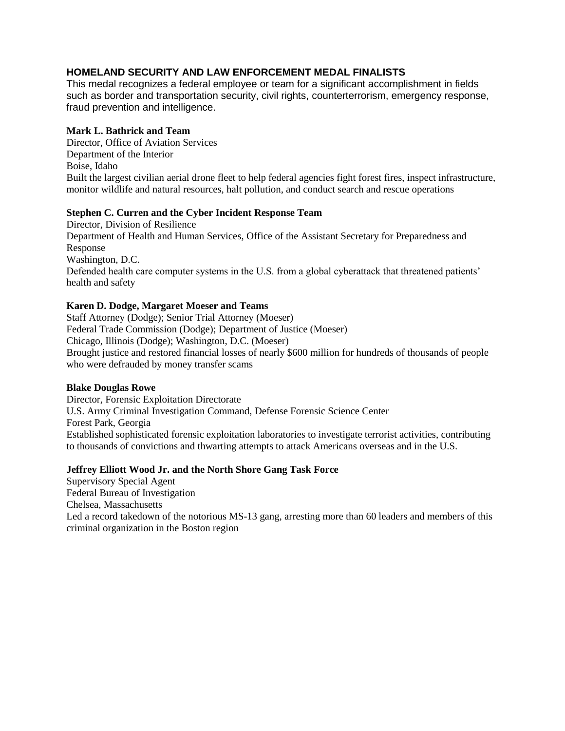## HOMELAND SECURITY AND LAW ENFORCEMENT MEDAL FINALISTS

This medal recognizes a federal employee or team for a significant accomplishment in fields such as border and transportation security, civil rights, counterterrorism, emergency response, fraud prevention and intelligence.

**Mark L. Bathrick and Team**
Director, Office of Aviation Services
Department of the Interior
Boise, Idaho
Built the largest civilian aerial drone fleet to help federal agencies fight forest fires, inspect infrastructure, monitor wildlife and natural resources, halt pollution, and conduct search and rescue operations

**Stephen C. Curren and the Cyber Incident Response Team**
Director, Division of Resilience
Department of Health and Human Services, Office of the Assistant Secretary for Preparedness and Response
Washington, D.C.
Defended health care computer systems in the U.S. from a global cyberattack that threatened patients' health and safety

**Karen D. Dodge, Margaret Moeser and Teams**
Staff Attorney (Dodge); Senior Trial Attorney (Moeser)
Federal Trade Commission (Dodge); Department of Justice (Moeser)
Chicago, Illinois (Dodge); Washington, D.C. (Moeser)
Brought justice and restored financial losses of nearly $600 million for hundreds of thousands of people who were defrauded by money transfer scams

**Blake Douglas Rowe**
Director, Forensic Exploitation Directorate
U.S. Army Criminal Investigation Command, Defense Forensic Science Center
Forest Park, Georgia
Established sophisticated forensic exploitation laboratories to investigate terrorist activities, contributing to thousands of convictions and thwarting attempts to attack Americans overseas and in the U.S.

**Jeffrey Elliott Wood Jr. and the North Shore Gang Task Force**
Supervisory Special Agent
Federal Bureau of Investigation
Chelsea, Massachusetts
Led a record takedown of the notorious MS-13 gang, arresting more than 60 leaders and members of this criminal organization in the Boston region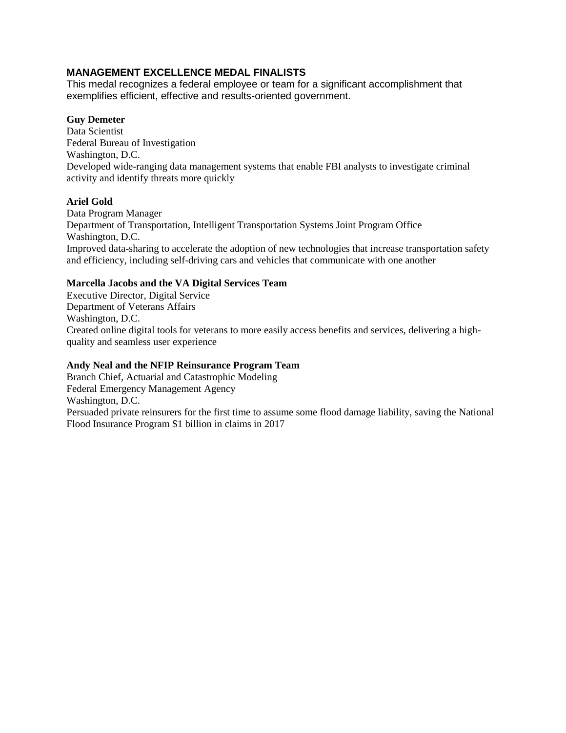## MANAGEMENT EXCELLENCE MEDAL FINALISTS

This medal recognizes a federal employee or team for a significant accomplishment that exemplifies efficient, effective and results-oriented government.

**Guy Demeter**
Data Scientist
Federal Bureau of Investigation
Washington, D.C.
Developed wide-ranging data management systems that enable FBI analysts to investigate criminal activity and identify threats more quickly

**Ariel Gold**
Data Program Manager
Department of Transportation, Intelligent Transportation Systems Joint Program Office
Washington, D.C.
Improved data-sharing to accelerate the adoption of new technologies that increase transportation safety and efficiency, including self-driving cars and vehicles that communicate with one another

**Marcella Jacobs and the VA Digital Services Team**
Executive Director, Digital Service
Department of Veterans Affairs
Washington, D.C.
Created online digital tools for veterans to more easily access benefits and services, delivering a high-quality and seamless user experience

**Andy Neal and the NFIP Reinsurance Program Team**
Branch Chief, Actuarial and Catastrophic Modeling
Federal Emergency Management Agency
Washington, D.C.
Persuaded private reinsurers for the first time to assume some flood damage liability, saving the National Flood Insurance Program $1 billion in claims in 2017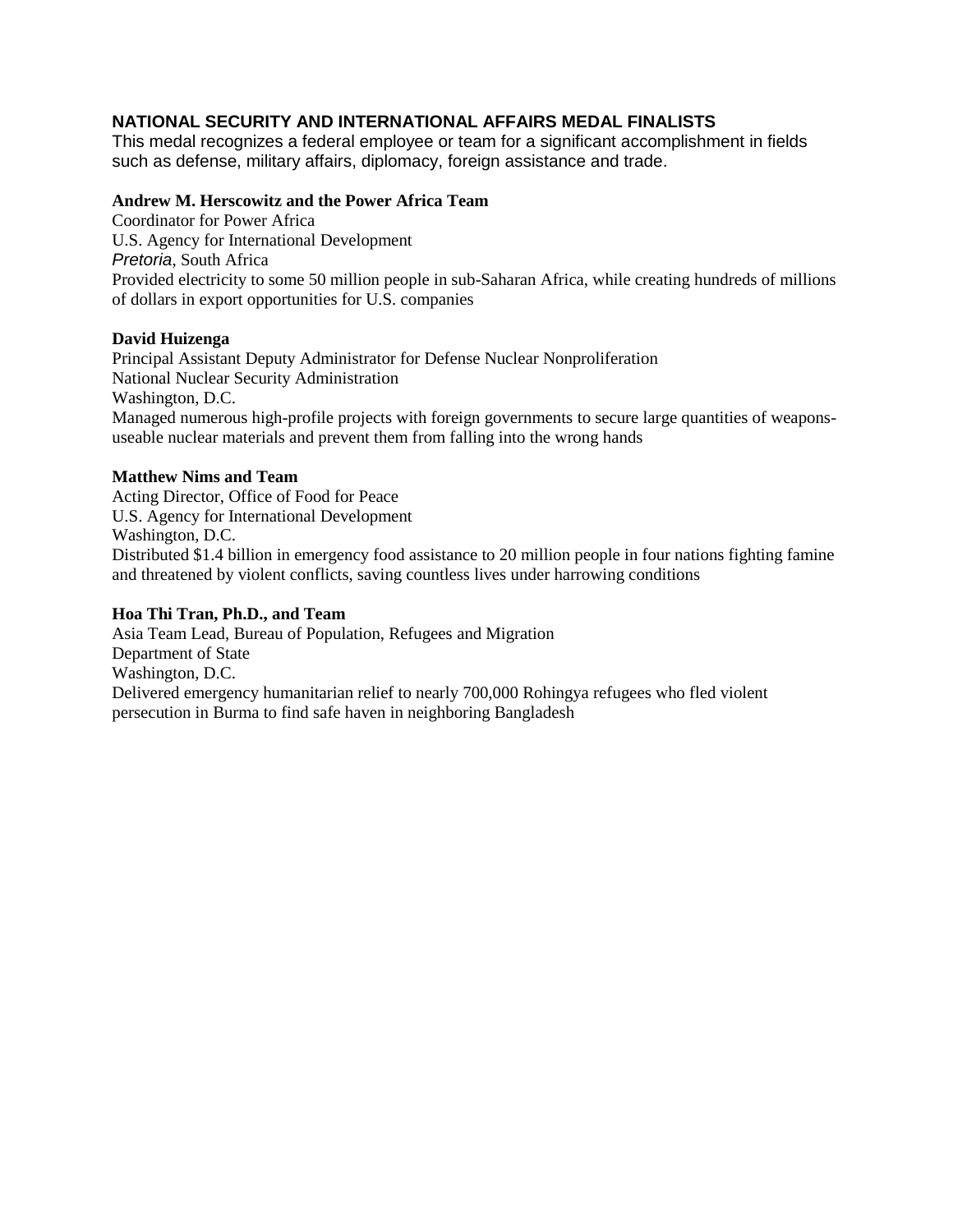## NATIONAL SECURITY AND INTERNATIONAL AFFAIRS MEDAL FINALISTS

This medal recognizes a federal employee or team for a significant accomplishment in fields such as defense, military affairs, diplomacy, foreign assistance and trade.

**Andrew M. Herscowitz and the Power Africa Team**
Coordinator for Power Africa
U.S. Agency for International Development
*Pretoria*, South Africa
Provided electricity to some 50 million people in sub-Saharan Africa, while creating hundreds of millions of dollars in export opportunities for U.S. companies

**David Huizenga**
Principal Assistant Deputy Administrator for Defense Nuclear Nonproliferation
National Nuclear Security Administration
Washington, D.C.
Managed numerous high-profile projects with foreign governments to secure large quantities of weapons-useable nuclear materials and prevent them from falling into the wrong hands

**Matthew Nims and Team**
Acting Director, Office of Food for Peace
U.S. Agency for International Development
Washington, D.C.
Distributed $1.4 billion in emergency food assistance to 20 million people in four nations fighting famine and threatened by violent conflicts, saving countless lives under harrowing conditions

**Hoa Thi Tran, Ph.D., and Team**
Asia Team Lead, Bureau of Population, Refugees and Migration
Department of State
Washington, D.C.
Delivered emergency humanitarian relief to nearly 700,000 Rohingya refugees who fled violent persecution in Burma to find safe haven in neighboring Bangladesh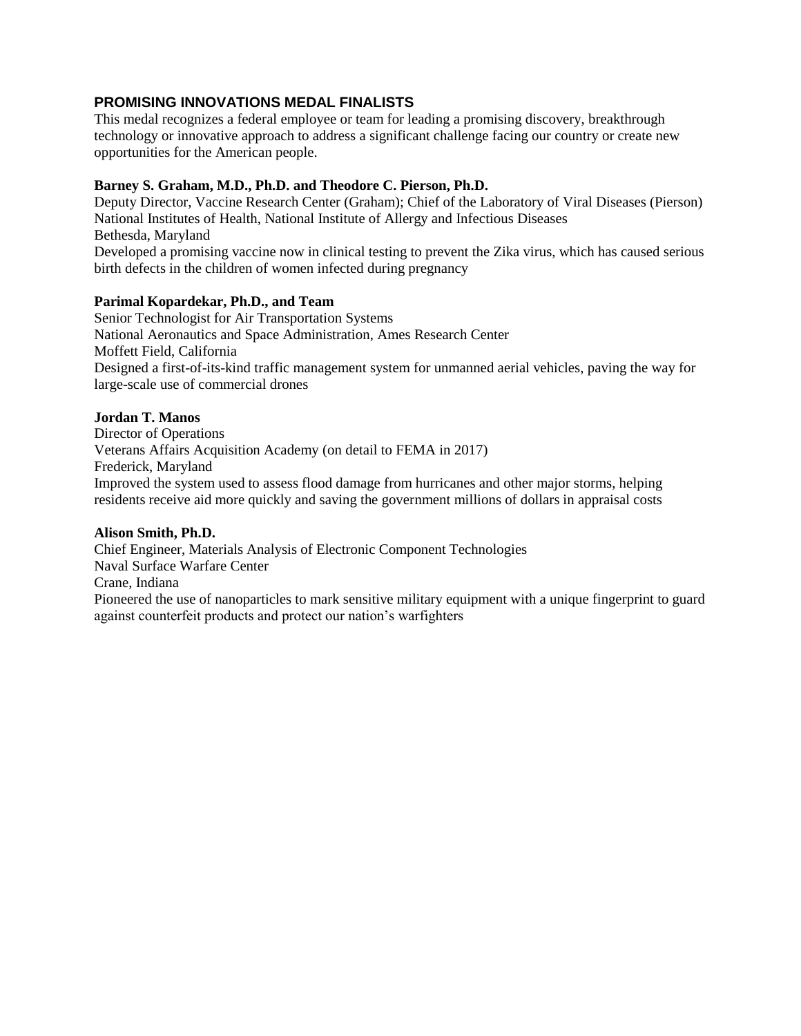## PROMISING INNOVATIONS MEDAL FINALISTS

This medal recognizes a federal employee or team for leading a promising discovery, breakthrough technology or innovative approach to address a significant challenge facing our country or create new opportunities for the American people.

**Barney S. Graham, M.D., Ph.D. and Theodore C. Pierson, Ph.D.**
Deputy Director, Vaccine Research Center (Graham); Chief of the Laboratory of Viral Diseases (Pierson)
National Institutes of Health, National Institute of Allergy and Infectious Diseases
Bethesda, Maryland
Developed a promising vaccine now in clinical testing to prevent the Zika virus, which has caused serious birth defects in the children of women infected during pregnancy

**Parimal Kopardekar, Ph.D., and Team**
Senior Technologist for Air Transportation Systems
National Aeronautics and Space Administration, Ames Research Center
Moffett Field, California
Designed a first-of-its-kind traffic management system for unmanned aerial vehicles, paving the way for large-scale use of commercial drones

**Jordan T. Manos**
Director of Operations
Veterans Affairs Acquisition Academy (on detail to FEMA in 2017)
Frederick, Maryland
Improved the system used to assess flood damage from hurricanes and other major storms, helping residents receive aid more quickly and saving the government millions of dollars in appraisal costs

**Alison Smith, Ph.D.**
Chief Engineer, Materials Analysis of Electronic Component Technologies
Naval Surface Warfare Center
Crane, Indiana
Pioneered the use of nanoparticles to mark sensitive military equipment with a unique fingerprint to guard against counterfeit products and protect our nation's warfighters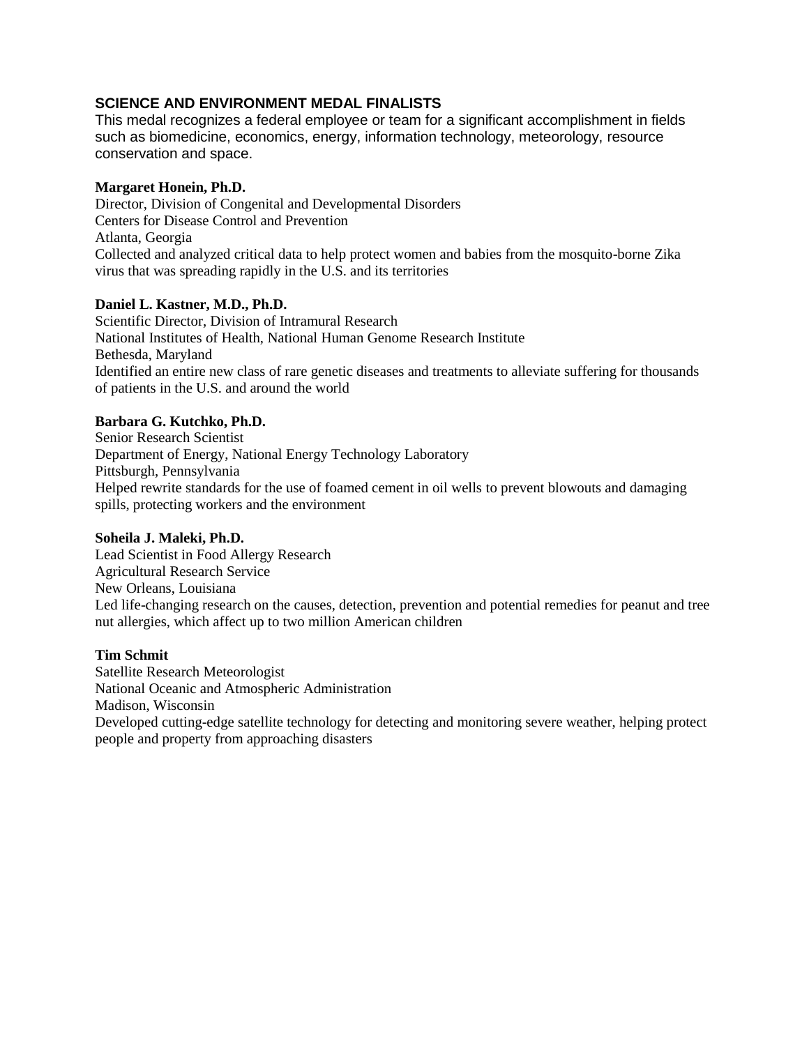## SCIENCE AND ENVIRONMENT MEDAL FINALISTS

This medal recognizes a federal employee or team for a significant accomplishment in fields such as biomedicine, economics, energy, information technology, meteorology, resource conservation and space.

**Margaret Honein, Ph.D.**
Director, Division of Congenital and Developmental Disorders
Centers for Disease Control and Prevention
Atlanta, Georgia
Collected and analyzed critical data to help protect women and babies from the mosquito-borne Zika virus that was spreading rapidly in the U.S. and its territories

**Daniel L. Kastner, M.D., Ph.D.**
Scientific Director, Division of Intramural Research
National Institutes of Health, National Human Genome Research Institute
Bethesda, Maryland
Identified an entire new class of rare genetic diseases and treatments to alleviate suffering for thousands of patients in the U.S. and around the world

**Barbara G. Kutchko, Ph.D.**
Senior Research Scientist
Department of Energy, National Energy Technology Laboratory
Pittsburgh, Pennsylvania
Helped rewrite standards for the use of foamed cement in oil wells to prevent blowouts and damaging spills, protecting workers and the environment

**Soheila J. Maleki, Ph.D.**
Lead Scientist in Food Allergy Research
Agricultural Research Service
New Orleans, Louisiana
Led life-changing research on the causes, detection, prevention and potential remedies for peanut and tree nut allergies, which affect up to two million American children

**Tim Schmit**
Satellite Research Meteorologist
National Oceanic and Atmospheric Administration
Madison, Wisconsin
Developed cutting-edge satellite technology for detecting and monitoring severe weather, helping protect people and property from approaching disasters